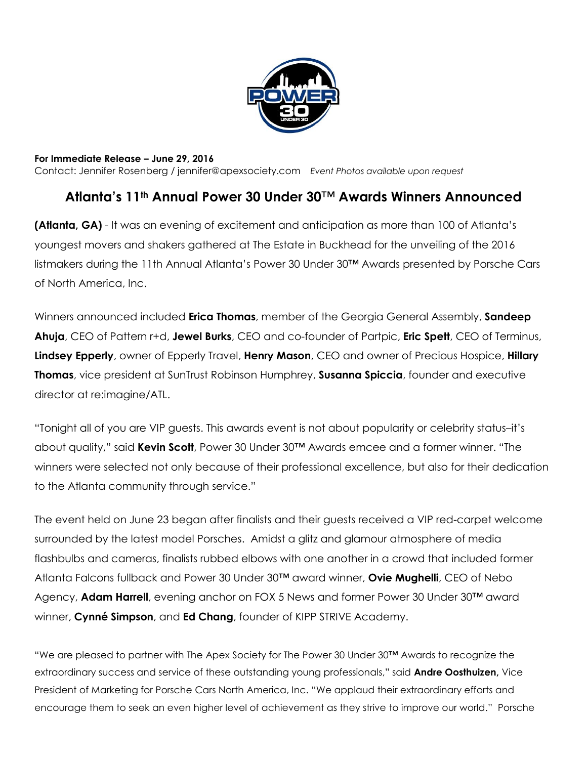**For Immediate Release – June 29, 2016**
Contact: Jennifer Rosenberg / jennifer@apexsociety.com *Event Photos available upon request*

# Atlanta's 11th Annual Power 30 Under 30™ Awards Winners Announced

**(Atlanta, GA)** - It was an evening of excitement and anticipation as more than 100 of Atlanta's youngest movers and shakers gathered at The Estate in Buckhead for the unveiling of the 2016 listmakers during the 11th Annual Atlanta's Power 30 Under 30™ Awards presented by Porsche Cars of North America, Inc.

Winners announced included **Erica Thomas**, member of the Georgia General Assembly, **Sandeep Ahuja**, CEO of Pattern r+d, **Jewel Burks**, CEO and co-founder of Partpic, **Eric Spett**, CEO of Terminus, **Lindsey Epperly**, owner of Epperly Travel, **Henry Mason**, CEO and owner of Precious Hospice, **Hillary Thomas**, vice president at SunTrust Robinson Humphrey, **Susanna Spiccia**, founder and executive director at re:imagine/ATL.

"Tonight all of you are VIP guests. This awards event is not about popularity or celebrity status–it's about quality," said **Kevin Scott**, Power 30 Under 30™ Awards emcee and a former winner. "The winners were selected not only because of their professional excellence, but also for their dedication to the Atlanta community through service."

The event held on June 23 began after finalists and their guests received a VIP red-carpet welcome surrounded by the latest model Porsches. Amidst a glitz and glamour atmosphere of media flashbulbs and cameras, finalists rubbed elbows with one another in a crowd that included former Atlanta Falcons fullback and Power 30 Under 30™ award winner, **Ovie Mughelli**, CEO of Nebo Agency, **Adam Harrell**, evening anchor on FOX 5 News and former Power 30 Under 30™ award winner, **Cynné Simpson**, and **Ed Chang**, founder of KIPP STRIVE Academy.

"We are pleased to partner with The Apex Society for The Power 30 Under 30™ Awards to recognize the extraordinary success and service of these outstanding young professionals," said **Andre Oosthuizen,** Vice President of Marketing for Porsche Cars North America, Inc. "We applaud their extraordinary efforts and encourage them to seek an even higher level of achievement as they strive to improve our world." Porsche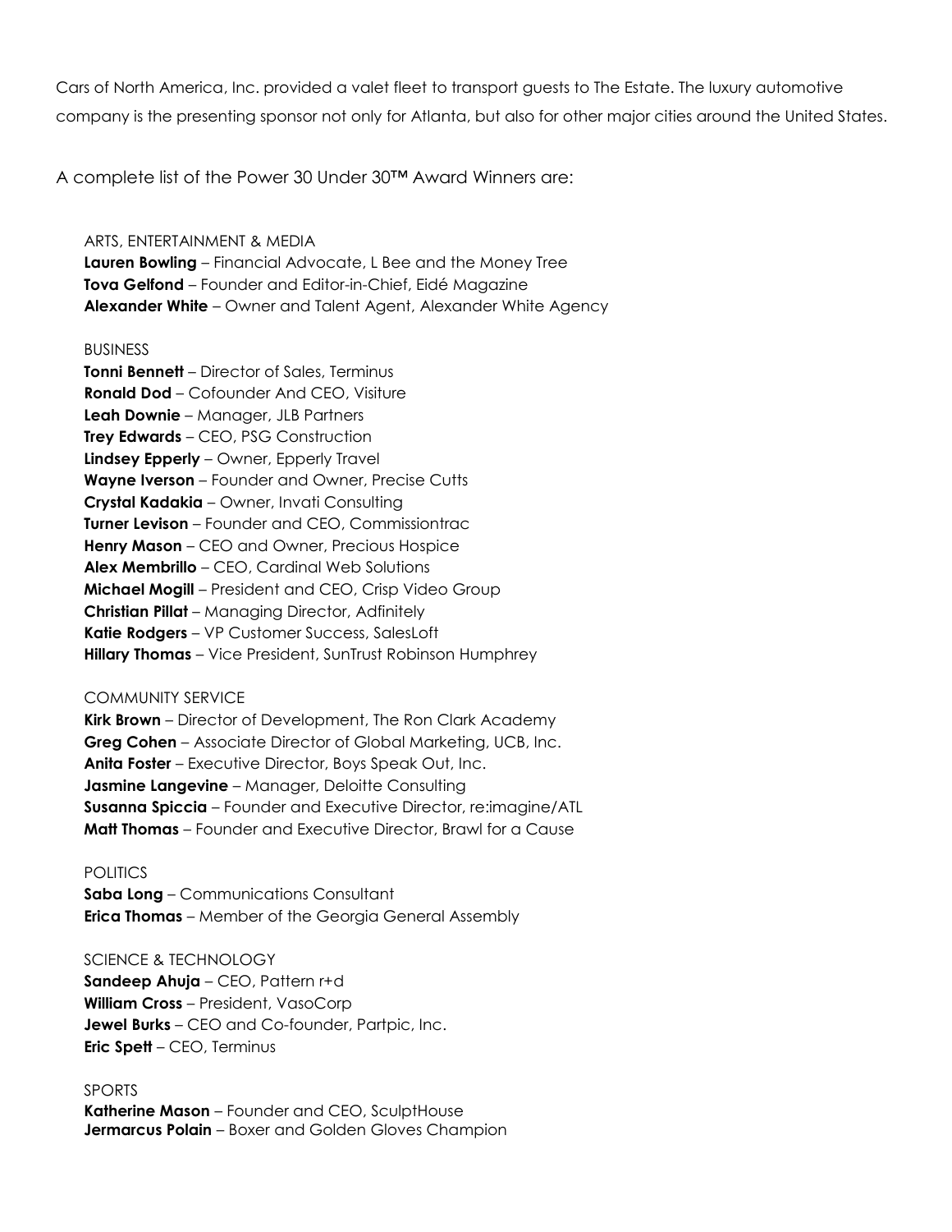Cars of North America, Inc. provided a valet fleet to transport guests to The Estate. The luxury automotive company is the presenting sponsor not only for Atlanta, but also for other major cities around the United States.

A complete list of the Power 30 Under 30™ Award Winners are:

ARTS, ENTERTAINMENT & MEDIA
**Lauren Bowling** – Financial Advocate, L Bee and the Money Tree
**Tova Gelfond** – Founder and Editor-in-Chief, Eidé Magazine
**Alexander White** – Owner and Talent Agent, Alexander White Agency

BUSINESS
**Tonni Bennett** – Director of Sales, Terminus
**Ronald Dod** – Cofounder And CEO, Visiture
**Leah Downie** – Manager, JLB Partners
**Trey Edwards** – CEO, PSG Construction
**Lindsey Epperly** – Owner, Epperly Travel
**Wayne Iverson** – Founder and Owner, Precise Cutts
**Crystal Kadakia** – Owner, Invati Consulting
**Turner Levison** – Founder and CEO, Commissiontrac
**Henry Mason** – CEO and Owner, Precious Hospice
**Alex Membrillo** – CEO, Cardinal Web Solutions
**Michael Mogill** – President and CEO, Crisp Video Group
**Christian Pillat** – Managing Director, Adfinitely
**Katie Rodgers** – VP Customer Success, SalesLoft
**Hillary Thomas** – Vice President, SunTrust Robinson Humphrey

COMMUNITY SERVICE
**Kirk Brown** – Director of Development, The Ron Clark Academy
**Greg Cohen** – Associate Director of Global Marketing, UCB, Inc.
**Anita Foster** – Executive Director, Boys Speak Out, Inc.
**Jasmine Langevine** – Manager, Deloitte Consulting
**Susanna Spiccia** – Founder and Executive Director, re:imagine/ATL
**Matt Thomas** – Founder and Executive Director, Brawl for a Cause

POLITICS
**Saba Long** – Communications Consultant
**Erica Thomas** – Member of the Georgia General Assembly

SCIENCE & TECHNOLOGY
**Sandeep Ahuja** – CEO, Pattern r+d
**William Cross** – President, VasoCorp
**Jewel Burks** – CEO and Co-founder, Partpic, Inc.
**Eric Spett** – CEO, Terminus

SPORTS
**Katherine Mason** – Founder and CEO, SculptHouse
**Jermarcus Polain** – Boxer and Golden Gloves Champion